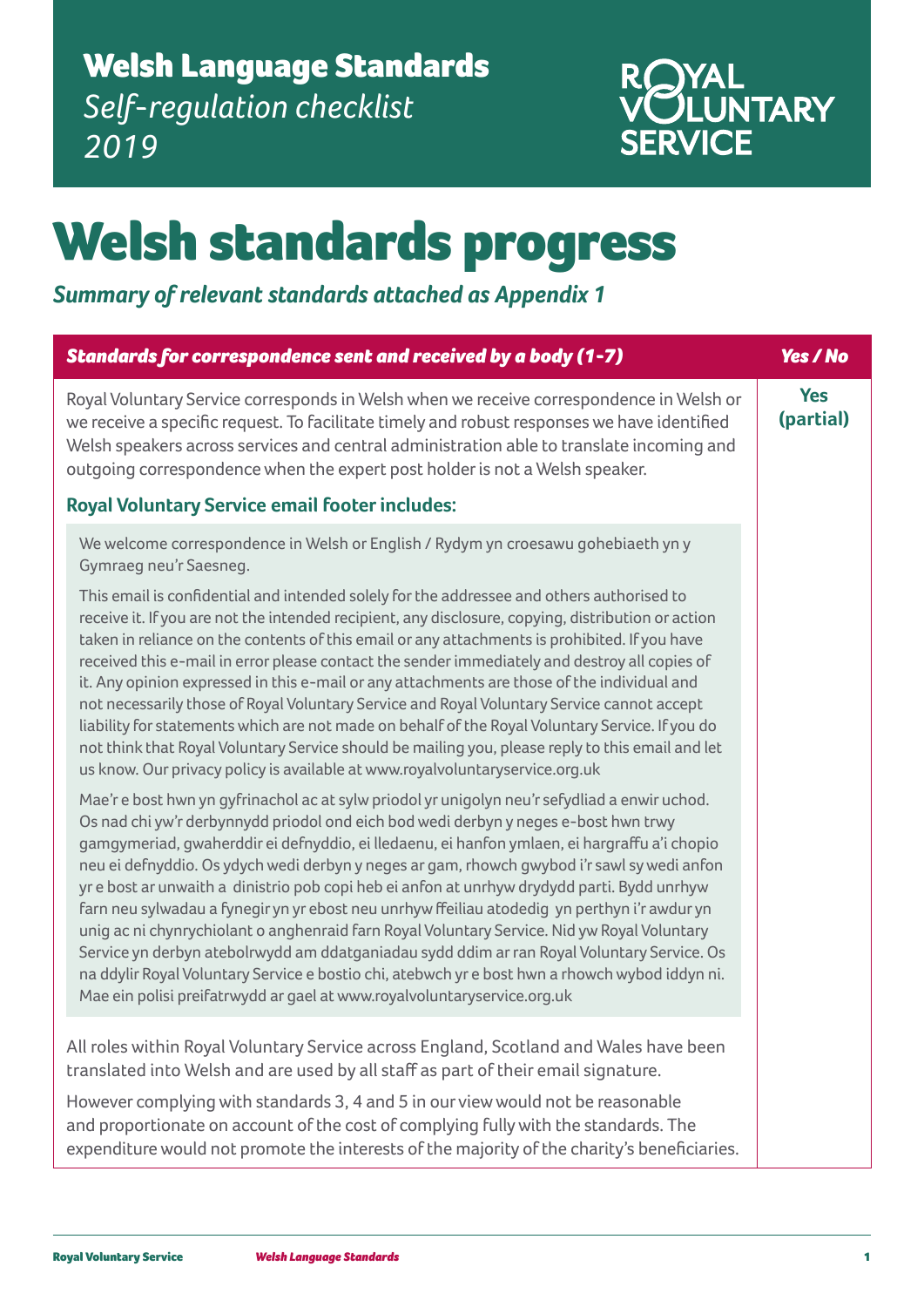# Welsh Language Standards

*Self-regulation checklist*
*2019*

ROYAL VOLUNTARY SERVICE

# Welsh standards progress

## *Summary of relevant standards attached as Appendix 1*

| *Standards for correspondence sent and received by a body (1-7)* | *Yes / No* |
|---|---|
| Royal Voluntary Service corresponds in Welsh when we receive correspondence in Welsh or we receive a specific request. To facilitate timely and robust responses we have identified Welsh speakers across services and central administration able to translate incoming and outgoing correspondence when the expert post holder is not a Welsh speaker.<br><br>**Royal Voluntary Service email footer includes:**<br><br>We welcome correspondence in Welsh or English / Rydym yn croesawu gohebiaeth yn y Gymraeg neu'r Saesneg.<br><br>This email is confidential and intended solely for the addressee and others authorised to receive it. If you are not the intended recipient, any disclosure, copying, distribution or action taken in reliance on the contents of this email or any attachments is prohibited. If you have received this e-mail in error please contact the sender immediately and destroy all copies of it. Any opinion expressed in this e-mail or any attachments are those of the individual and not necessarily those of Royal Voluntary Service and Royal Voluntary Service cannot accept liability for statements which are not made on behalf of the Royal Voluntary Service. If you do not think that Royal Voluntary Service should be mailing you, please reply to this email and let us know. Our privacy policy is available at www.royalvoluntaryservice.org.uk<br><br>Mae'r e bost hwn yn gyfrinachol ac at sylw priodol yr unigolyn neu'r sefydliad a enwir uchod. Os nad chi yw'r derbynnydd priodol ond eich bod wedi derbyn y neges e-bost hwn trwy gamgymeriad, gwaherddir ei defnyddio, ei lledaenu, ei hanfon ymlaen, ei hargraffu a'i chopio neu ei defnyddio. Os ydych wedi derbyn y neges ar gam, rhowch gwybod i'r sawl sy wedi anfon yr e bost ar unwaith a dinistrio pob copi heb ei anfon at unrhyw drydydd parti. Bydd unrhyw farn neu sylwadau a fynegir yn yr ebost neu unrhyw ffeiliau atodedig yn perthyn i'r awdur yn unig ac ni chynrychiolant o anghenraid farn Royal Voluntary Service. Nid yw Royal Voluntary Service yn derbyn atebolrwydd am ddatganiadau sydd ddim ar ran Royal Voluntary Service. Os na ddylir Royal Voluntary Service e bostio chi, atebwch yr e bost hwn a rhowch wybod iddyn ni. Mae ein polisi preifatrwydd ar gael at www.royalvoluntaryservice.org.uk<br><br>All roles within Royal Voluntary Service across England, Scotland and Wales have been translated into Welsh and are used by all staff as part of their email signature.<br><br>However complying with standards 3, 4 and 5 in our view would not be reasonable and proportionate on account of the cost of complying fully with the standards. The expenditure would not promote the interests of the majority of the charity's beneficiaries. | **Yes (partial)** |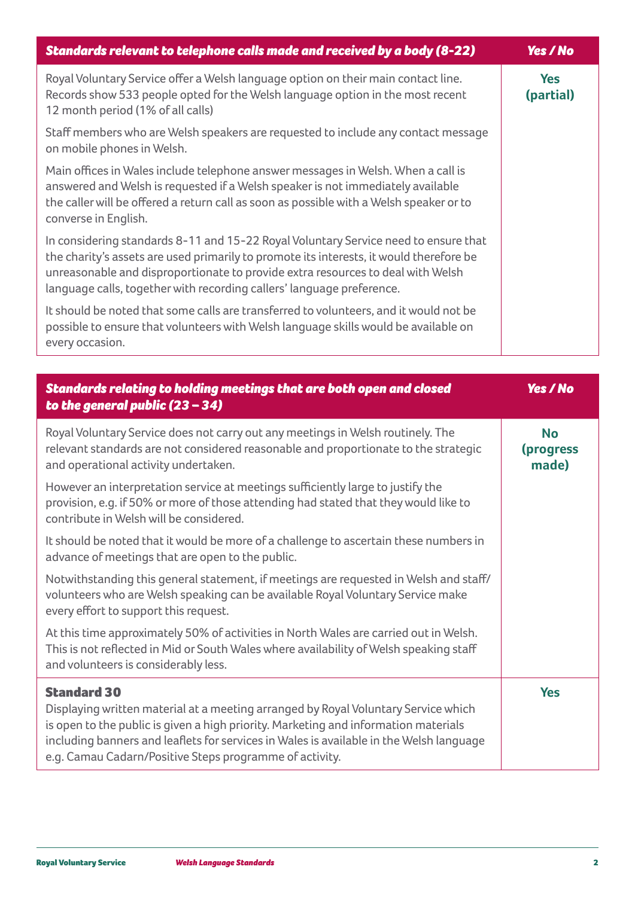| Standards relevant to telephone calls made and received by a body (8-22) | Yes / No |
|---|---|
| Royal Voluntary Service offer a Welsh language option on their main contact line. Records show 533 people opted for the Welsh language option in the most recent 12 month period (1% of all calls)<br><br>Staff members who are Welsh speakers are requested to include any contact message on mobile phones in Welsh.<br><br>Main offices in Wales include telephone answer messages in Welsh. When a call is answered and Welsh is requested if a Welsh speaker is not immediately available the caller will be offered a return call as soon as possible with a Welsh speaker or to converse in English.<br><br>In considering standards 8-11 and 15-22 Royal Voluntary Service need to ensure that the charity's assets are used primarily to promote its interests, it would therefore be unreasonable and disproportionate to provide extra resources to deal with Welsh language calls, together with recording callers' language preference.<br><br>It should be noted that some calls are transferred to volunteers, and it would not be possible to ensure that volunteers with Welsh language skills would be available on every occasion. | **Yes (partial)** |

| Standards relating to holding meetings that are both open and closed to the general public (23 – 34) | Yes / No |
|---|---|
| Royal Voluntary Service does not carry out any meetings in Welsh routinely. The relevant standards are not considered reasonable and proportionate to the strategic and operational activity undertaken.<br><br>However an interpretation service at meetings sufficiently large to justify the provision, e.g. if 50% or more of those attending had stated that they would like to contribute in Welsh will be considered.<br><br>It should be noted that it would be more of a challenge to ascertain these numbers in advance of meetings that are open to the public.<br><br>Notwithstanding this general statement, if meetings are requested in Welsh and staff/volunteers who are Welsh speaking can be available Royal Voluntary Service make every effort to support this request.<br><br>At this time approximately 50% of activities in North Wales are carried out in Welsh. This is not reflected in Mid or South Wales where availability of Welsh speaking staff and volunteers is considerably less. | **No (progress made)** |
| **Standard 30**<br>Displaying written material at a meeting arranged by Royal Voluntary Service which is open to the public is given a high priority. Marketing and information materials including banners and leaflets for services in Wales is available in the Welsh language e.g. Camau Cadarn/Positive Steps programme of activity. | **Yes** |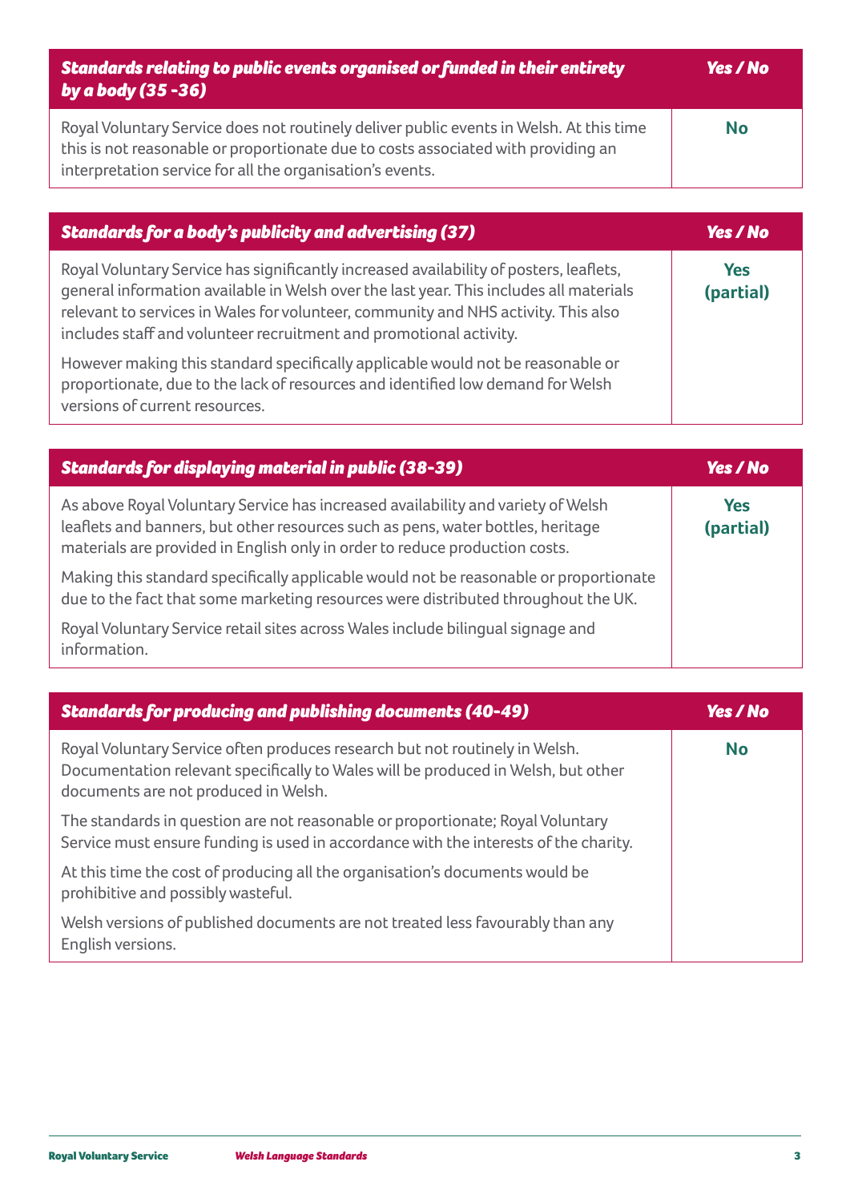| *Standards relating to public events organised or funded in their entirety by a body (35 -36)* | *Yes / No* |
|---|---|
| Royal Voluntary Service does not routinely deliver public events in Welsh. At this time this is not reasonable or proportionate due to costs associated with providing an interpretation service for all the organisation's events. | **No** |

| *Standards for a body's publicity and advertising (37)* | *Yes / No* |
|---|---|
| Royal Voluntary Service has significantly increased availability of posters, leaflets, general information available in Welsh over the last year. This includes all materials relevant to services in Wales for volunteer, community and NHS activity. This also includes staff and volunteer recruitment and promotional activity.<br><br>However making this standard specifically applicable would not be reasonable or proportionate, due to the lack of resources and identified low demand for Welsh versions of current resources. | **Yes (partial)** |

| *Standards for displaying material in public (38-39)* | *Yes / No* |
|---|---|
| As above Royal Voluntary Service has increased availability and variety of Welsh leaflets and banners, but other resources such as pens, water bottles, heritage materials are provided in English only in order to reduce production costs.<br><br>Making this standard specifically applicable would not be reasonable or proportionate due to the fact that some marketing resources were distributed throughout the UK.<br><br>Royal Voluntary Service retail sites across Wales include bilingual signage and information. | **Yes (partial)** |

| *Standards for producing and publishing documents (40-49)* | *Yes / No* |
|---|---|
| Royal Voluntary Service often produces research but not routinely in Welsh. Documentation relevant specifically to Wales will be produced in Welsh, but other documents are not produced in Welsh.<br><br>The standards in question are not reasonable or proportionate; Royal Voluntary Service must ensure funding is used in accordance with the interests of the charity.<br><br>At this time the cost of producing all the organisation's documents would be prohibitive and possibly wasteful.<br><br>Welsh versions of published documents are not treated less favourably than any English versions. | **No** |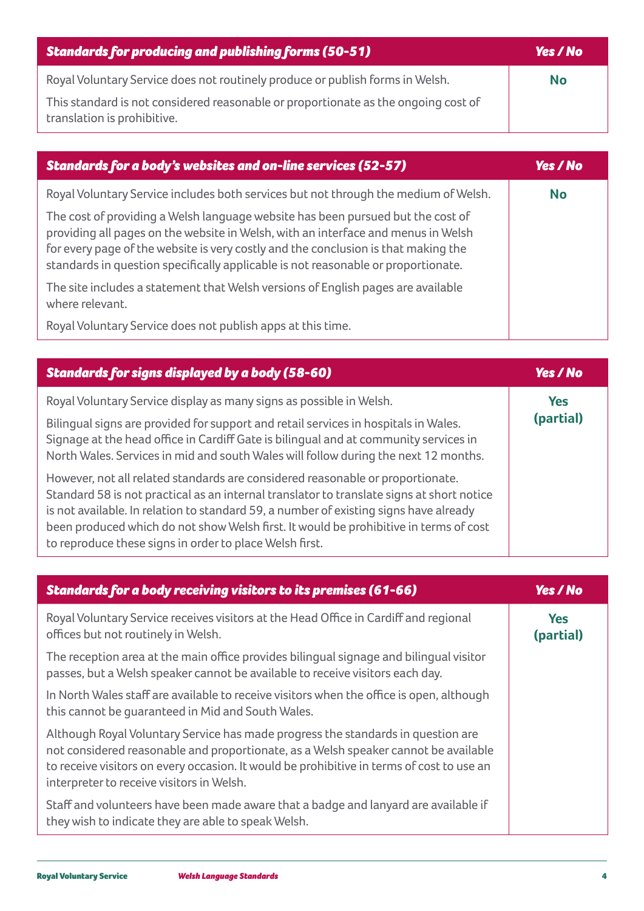| *Standards for producing and publishing forms (50-51)* | *Yes / No* |
| --- | --- |
| Royal Voluntary Service does not routinely produce or publish forms in Welsh.<br><br>This standard is not considered reasonable or proportionate as the ongoing cost of translation is prohibitive. | **No** |

| *Standards for a body's websites and on-line services (52-57)* | *Yes / No* |
| --- | --- |
| Royal Voluntary Service includes both services but not through the medium of Welsh.<br><br>The cost of providing a Welsh language website has been pursued but the cost of providing all pages on the website in Welsh, with an interface and menus in Welsh for every page of the website is very costly and the conclusion is that making the standards in question specifically applicable is not reasonable or proportionate.<br><br>The site includes a statement that Welsh versions of English pages are available where relevant.<br><br>Royal Voluntary Service does not publish apps at this time. | **No** |

| *Standards for signs displayed by a body (58-60)* | *Yes / No* |
| --- | --- |
| Royal Voluntary Service display as many signs as possible in Welsh.<br><br>Bilingual signs are provided for support and retail services in hospitals in Wales. Signage at the head office in Cardiff Gate is bilingual and at community services in North Wales. Services in mid and south Wales will follow during the next 12 months.<br><br>However, not all related standards are considered reasonable or proportionate. Standard 58 is not practical as an internal translator to translate signs at short notice is not available. In relation to standard 59, a number of existing signs have already been produced which do not show Welsh first. It would be prohibitive in terms of cost to reproduce these signs in order to place Welsh first. | **Yes (partial)** |

| *Standards for a body receiving visitors to its premises (61-66)* | *Yes / No* |
| --- | --- |
| Royal Voluntary Service receives visitors at the Head Office in Cardiff and regional offices but not routinely in Welsh.<br><br>The reception area at the main office provides bilingual signage and bilingual visitor passes, but a Welsh speaker cannot be available to receive visitors each day.<br><br>In North Wales staff are available to receive visitors when the office is open, although this cannot be guaranteed in Mid and South Wales.<br><br>Although Royal Voluntary Service has made progress the standards in question are not considered reasonable and proportionate, as a Welsh speaker cannot be available to receive visitors on every occasion. It would be prohibitive in terms of cost to use an interpreter to receive visitors in Welsh.<br><br>Staff and volunteers have been made aware that a badge and lanyard are available if they wish to indicate they are able to speak Welsh. | **Yes (partial)** |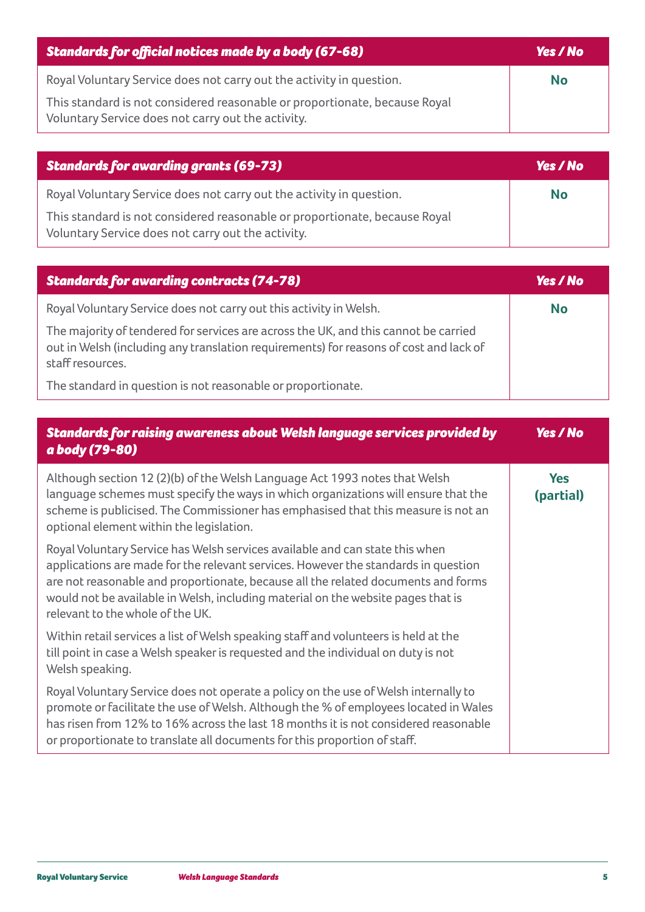| ***Standards for official notices made by a body (67-68)*** | ***Yes / No*** |
|---|---|
| Royal Voluntary Service does not carry out the activity in question.<br><br>This standard is not considered reasonable or proportionate, because Royal Voluntary Service does not carry out the activity. | **No** |

| ***Standards for awarding grants (69-73)*** | ***Yes / No*** |
|---|---|
| Royal Voluntary Service does not carry out the activity in question.<br><br>This standard is not considered reasonable or proportionate, because Royal Voluntary Service does not carry out the activity. | **No** |

| ***Standards for awarding contracts (74-78)*** | ***Yes / No*** |
|---|---|
| Royal Voluntary Service does not carry out this activity in Welsh.<br><br>The majority of tendered for services are across the UK, and this cannot be carried out in Welsh (including any translation requirements) for reasons of cost and lack of staff resources.<br><br>The standard in question is not reasonable or proportionate. | **No** |

| ***Standards for raising awareness about Welsh language services provided by a body (79-80)*** | ***Yes / No*** |
|---|---|
| Although section 12 (2)(b) of the Welsh Language Act 1993 notes that Welsh language schemes must specify the ways in which organizations will ensure that the scheme is publicised. The Commissioner has emphasised that this measure is not an optional element within the legislation.<br><br>Royal Voluntary Service has Welsh services available and can state this when applications are made for the relevant services. However the standards in question are not reasonable and proportionate, because all the related documents and forms would not be available in Welsh, including material on the website pages that is relevant to the whole of the UK.<br><br>Within retail services a list of Welsh speaking staff and volunteers is held at the till point in case a Welsh speaker is requested and the individual on duty is not Welsh speaking.<br><br>Royal Voluntary Service does not operate a policy on the use of Welsh internally to promote or facilitate the use of Welsh. Although the % of employees located in Wales has risen from 12% to 16% across the last 18 months it is not considered reasonable or proportionate to translate all documents for this proportion of staff. | **Yes (partial)** |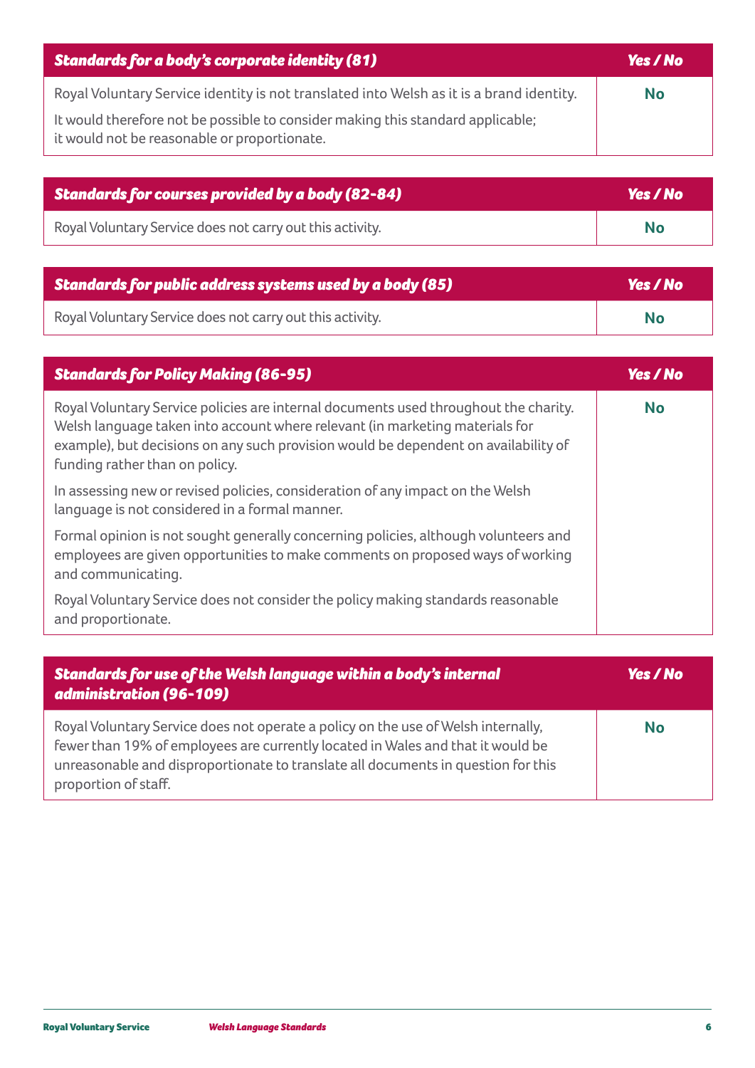| ***Standards for a body's corporate identity (81)*** | ***Yes / No*** |
|---|---|
| Royal Voluntary Service identity is not translated into Welsh as it is a brand identity.<br><br>It would therefore not be possible to consider making this standard applicable; it would not be reasonable or proportionate. | **No** |

| ***Standards for courses provided by a body (82-84)*** | ***Yes / No*** |
|---|---|
| Royal Voluntary Service does not carry out this activity. | **No** |

| ***Standards for public address systems used by a body (85)*** | ***Yes / No*** |
|---|---|
| Royal Voluntary Service does not carry out this activity. | **No** |

| ***Standards for Policy Making (86-95)*** | ***Yes / No*** |
|---|---|
| Royal Voluntary Service policies are internal documents used throughout the charity. Welsh language taken into account where relevant (in marketing materials for example), but decisions on any such provision would be dependent on availability of funding rather than on policy.<br><br>In assessing new or revised policies, consideration of any impact on the Welsh language is not considered in a formal manner.<br><br>Formal opinion is not sought generally concerning policies, although volunteers and employees are given opportunities to make comments on proposed ways of working and communicating.<br><br>Royal Voluntary Service does not consider the policy making standards reasonable and proportionate. | **No** |

| ***Standards for use of the Welsh language within a body's internal administration (96-109)*** | ***Yes / No*** |
|---|---|
| Royal Voluntary Service does not operate a policy on the use of Welsh internally, fewer than 19% of employees are currently located in Wales and that it would be unreasonable and disproportionate to translate all documents in question for this proportion of staff. | **No** |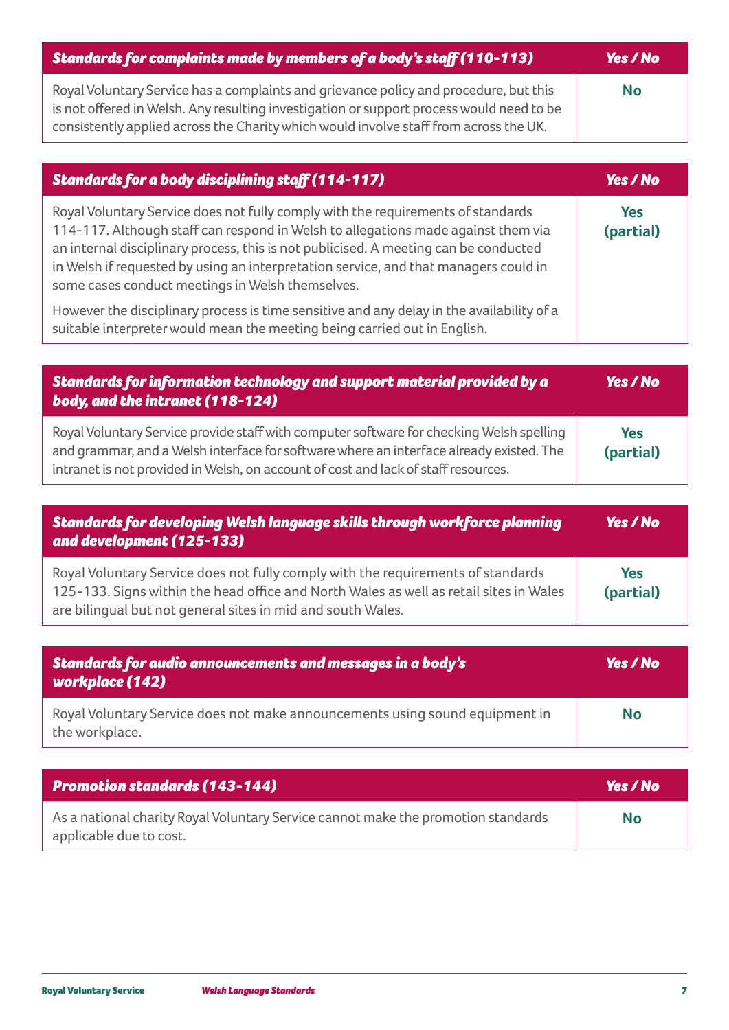| *Standards for complaints made by members of a body's staff (110-113)* | *Yes / No* |
| --- | --- |
| Royal Voluntary Service has a complaints and grievance policy and procedure, but this is not offered in Welsh. Any resulting investigation or support process would need to be consistently applied across the Charity which would involve staff from across the UK. | **No** |

| *Standards for a body disciplining staff (114-117)* | *Yes / No* |
| --- | --- |
| Royal Voluntary Service does not fully comply with the requirements of standards 114-117. Although staff can respond in Welsh to allegations made against them via an internal disciplinary process, this is not publicised. A meeting can be conducted in Welsh if requested by using an interpretation service, and that managers could in some cases conduct meetings in Welsh themselves.<br><br>However the disciplinary process is time sensitive and any delay in the availability of a suitable interpreter would mean the meeting being carried out in English. | **Yes (partial)** |

| *Standards for information technology and support material provided by a body, and the intranet (118-124)* | *Yes / No* |
| --- | --- |
| Royal Voluntary Service provide staff with computer software for checking Welsh spelling and grammar, and a Welsh interface for software where an interface already existed. The intranet is not provided in Welsh, on account of cost and lack of staff resources. | **Yes (partial)** |

| *Standards for developing Welsh language skills through workforce planning and development (125-133)* | *Yes / No* |
| --- | --- |
| Royal Voluntary Service does not fully comply with the requirements of standards 125-133. Signs within the head office and North Wales as well as retail sites in Wales are bilingual but not general sites in mid and south Wales. | **Yes (partial)** |

| *Standards for audio announcements and messages in a body's workplace (142)* | *Yes / No* |
| --- | --- |
| Royal Voluntary Service does not make announcements using sound equipment in the workplace. | **No** |

| *Promotion standards (143-144)* | *Yes / No* |
| --- | --- |
| As a national charity Royal Voluntary Service cannot make the promotion standards applicable due to cost. | **No** |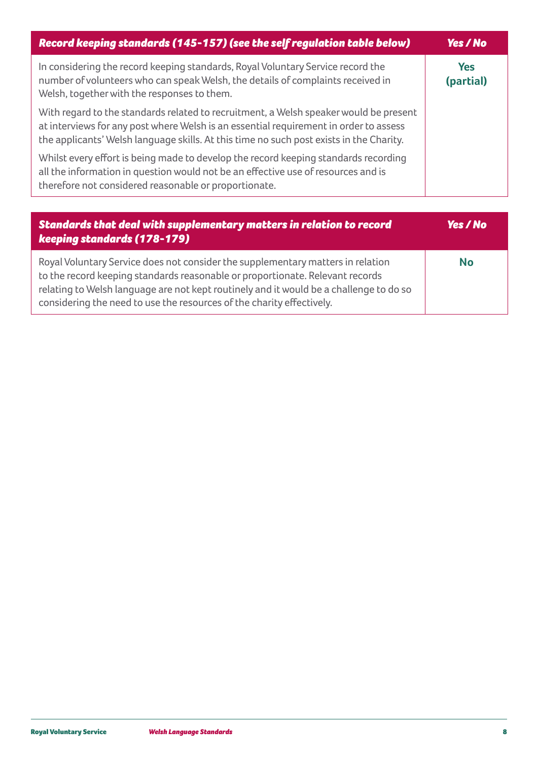| *Record keeping standards (145-157) (see the self regulation table below)* | *Yes / No* |
|---|---|
| In considering the record keeping standards, Royal Voluntary Service record the number of volunteers who can speak Welsh, the details of complaints received in Welsh, together with the responses to them.<br><br>With regard to the standards related to recruitment, a Welsh speaker would be present at interviews for any post where Welsh is an essential requirement in order to assess the applicants' Welsh language skills. At this time no such post exists in the Charity.<br><br>Whilst every effort is being made to develop the record keeping standards recording all the information in question would not be an effective use of resources and is therefore not considered reasonable or proportionate. | **Yes (partial)** |

| *Standards that deal with supplementary matters in relation to record keeping standards (178-179)* | *Yes / No* |
|---|---|
| Royal Voluntary Service does not consider the supplementary matters in relation to the record keeping standards reasonable or proportionate. Relevant records relating to Welsh language are not kept routinely and it would be a challenge to do so considering the need to use the resources of the charity effectively. | **No** |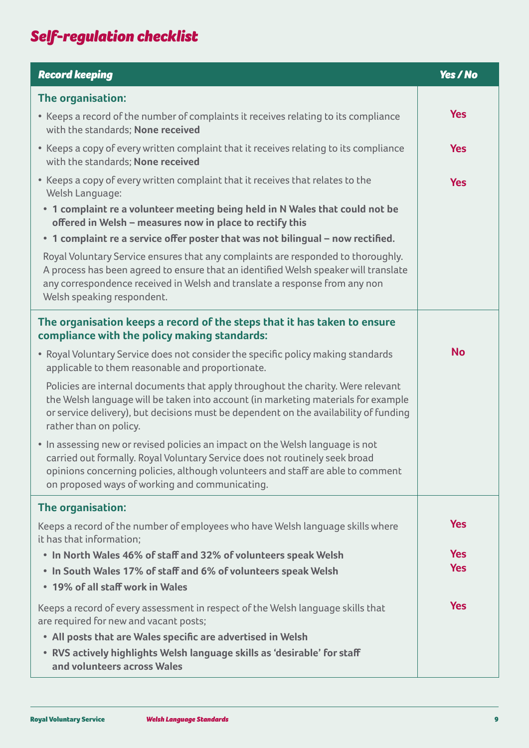## Self-regulation checklist

| Record keeping | Yes / No |
|---|---|
| **The organisation:** | |
| • Keeps a record of the number of complaints it receives relating to its compliance with the standards; **None received** | **Yes** |
| • Keeps a copy of every written complaint that it receives relating to its compliance with the standards; **None received** | **Yes** |
| • Keeps a copy of every written complaint that it receives that relates to the Welsh Language:<br>• **1 complaint re a volunteer meeting being held in N Wales that could not be offered in Welsh – measures now in place to rectify this**<br>• **1 complaint re a service offer poster that was not bilingual – now rectified.**<br>Royal Voluntary Service ensures that any complaints are responded to thoroughly. A process has been agreed to ensure that an identified Welsh speaker will translate any correspondence received in Welsh and translate a response from any non Welsh speaking respondent. | **Yes** |
| **The organisation keeps a record of the steps that it has taken to ensure compliance with the policy making standards:** | |
| • Royal Voluntary Service does not consider the specific policy making standards applicable to them reasonable and proportionate.<br>Policies are internal documents that apply throughout the charity. Were relevant the Welsh language will be taken into account (in marketing materials for example or service delivery), but decisions must be dependent on the availability of funding rather than on policy.<br>• In assessing new or revised policies an impact on the Welsh language is not carried out formally. Royal Voluntary Service does not routinely seek broad opinions concerning policies, although volunteers and staff are able to comment on proposed ways of working and communicating. | **No** |
| **The organisation:** | |
| Keeps a record of the number of employees who have Welsh language skills where it has that information; | **Yes** |
| • **In North Wales 46% of staff and 32% of volunteers speak Welsh** | **Yes** |
| • **In South Wales 17% of staff and 6% of volunteers speak Welsh** | **Yes** |
| • **19% of all staff work in Wales** | |
| Keeps a record of every assessment in respect of the Welsh language skills that are required for new and vacant posts;<br>• **All posts that are Wales specific are advertised in Welsh**<br>• **RVS actively highlights Welsh language skills as 'desirable' for staff and volunteers across Wales** | **Yes** |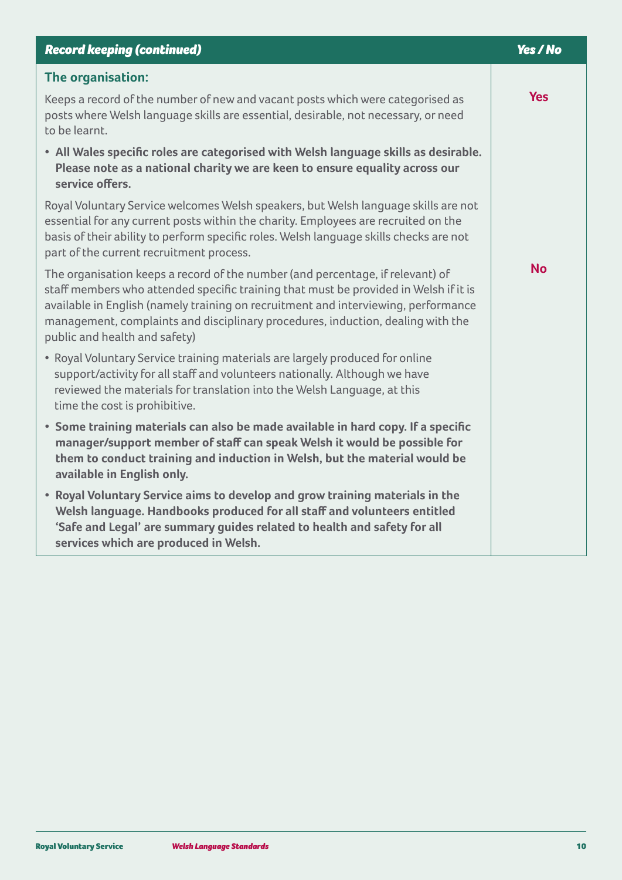| *Record keeping (continued)* | *Yes / No* |
|---|---|
| **The organisation:**<br><br>Keeps a record of the number of new and vacant posts which were categorised as posts where Welsh language skills are essential, desirable, not necessary, or need to be learnt.<br><br>• **All Wales specific roles are categorised with Welsh language skills as desirable. Please note as a national charity we are keen to ensure equality across our service offers.**<br><br>Royal Voluntary Service welcomes Welsh speakers, but Welsh language skills are not essential for any current posts within the charity. Employees are recruited on the basis of their ability to perform specific roles. Welsh language skills checks are not part of the current recruitment process. | **Yes** |
| The organisation keeps a record of the number (and percentage, if relevant) of staff members who attended specific training that must be provided in Welsh if it is available in English (namely training on recruitment and interviewing, performance management, complaints and disciplinary procedures, induction, dealing with the public and health and safety)<br><br>• Royal Voluntary Service training materials are largely produced for online support/activity for all staff and volunteers nationally. Although we have reviewed the materials for translation into the Welsh Language, at this time the cost is prohibitive.<br><br>• **Some training materials can also be made available in hard copy. If a specific manager/support member of staff can speak Welsh it would be possible for them to conduct training and induction in Welsh, but the material would be available in English only.**<br><br>• **Royal Voluntary Service aims to develop and grow training materials in the Welsh language. Handbooks produced for all staff and volunteers entitled 'Safe and Legal' are summary guides related to health and safety for all services which are produced in Welsh.** | **No** |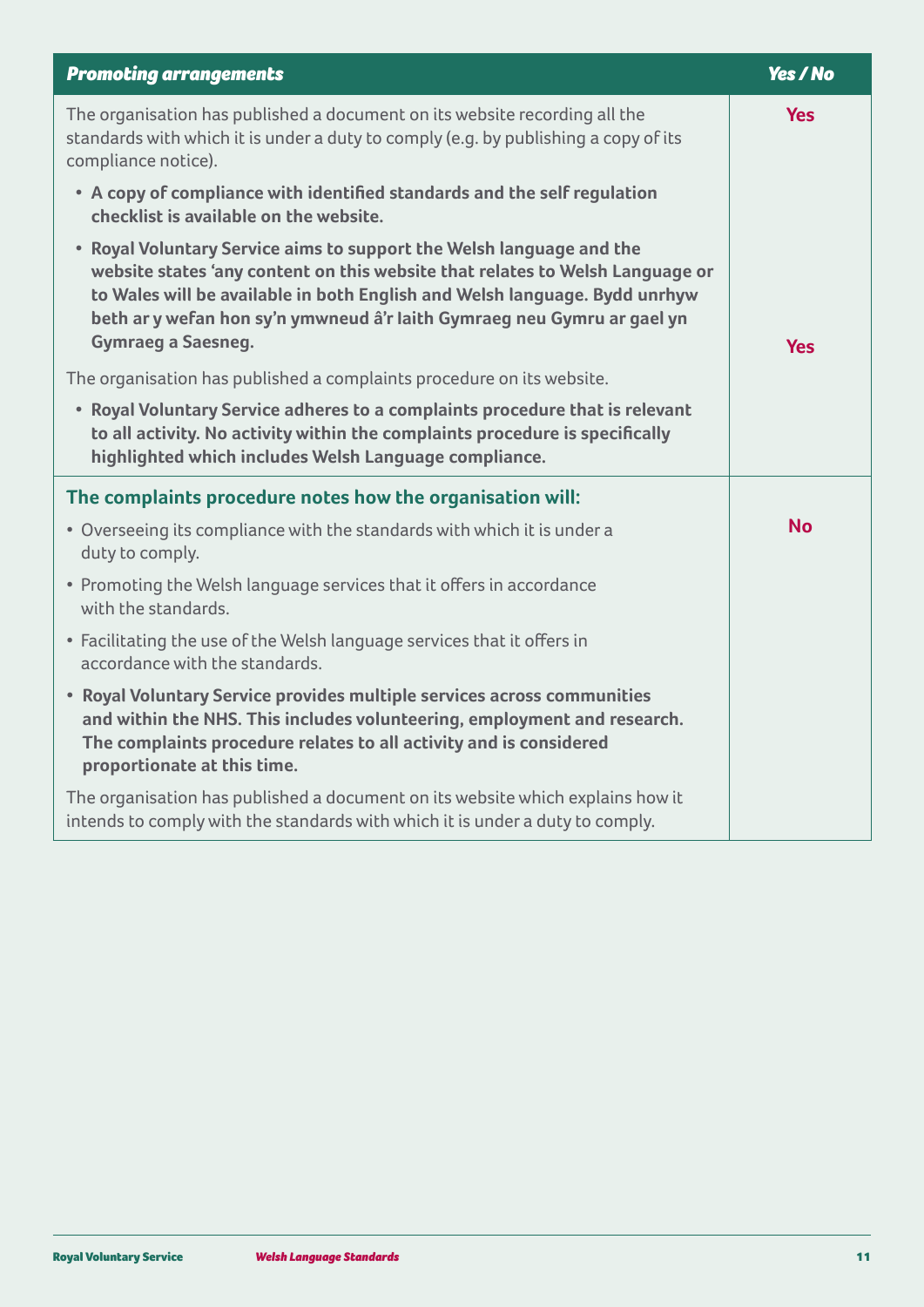| *Promoting arrangements* | *Yes / No* |
| --- | --- |
| The organisation has published a document on its website recording all the standards with which it is under a duty to comply (e.g. by publishing a copy of its compliance notice).<br><br>• **A copy of compliance with identified standards and the self regulation checklist is available on the website.**<br><br>• **Royal Voluntary Service aims to support the Welsh language and the website states 'any content on this website that relates to Welsh Language or to Wales will be available in both English and Welsh language. Bydd unrhyw beth ar y wefan hon sy'n ymwneud â'r Iaith Gymraeg neu Gymru ar gael yn Gymraeg a Saesneg.**<br><br>The organisation has published a complaints procedure on its website.<br><br>• **Royal Voluntary Service adheres to a complaints procedure that is relevant to all activity. No activity within the complaints procedure is specifically highlighted which includes Welsh Language compliance.** | **Yes**<br><br><br><br><br><br><br><br>**Yes** |
| **The complaints procedure notes how the organisation will:**<br><br>• Overseeing its compliance with the standards with which it is under a duty to comply.<br><br>• Promoting the Welsh language services that it offers in accordance with the standards.<br><br>• Facilitating the use of the Welsh language services that it offers in accordance with the standards.<br><br>• **Royal Voluntary Service provides multiple services across communities and within the NHS. This includes volunteering, employment and research. The complaints procedure relates to all activity and is considered proportionate at this time.**<br><br>The organisation has published a document on its website which explains how it intends to comply with the standards with which it is under a duty to comply. | **No** |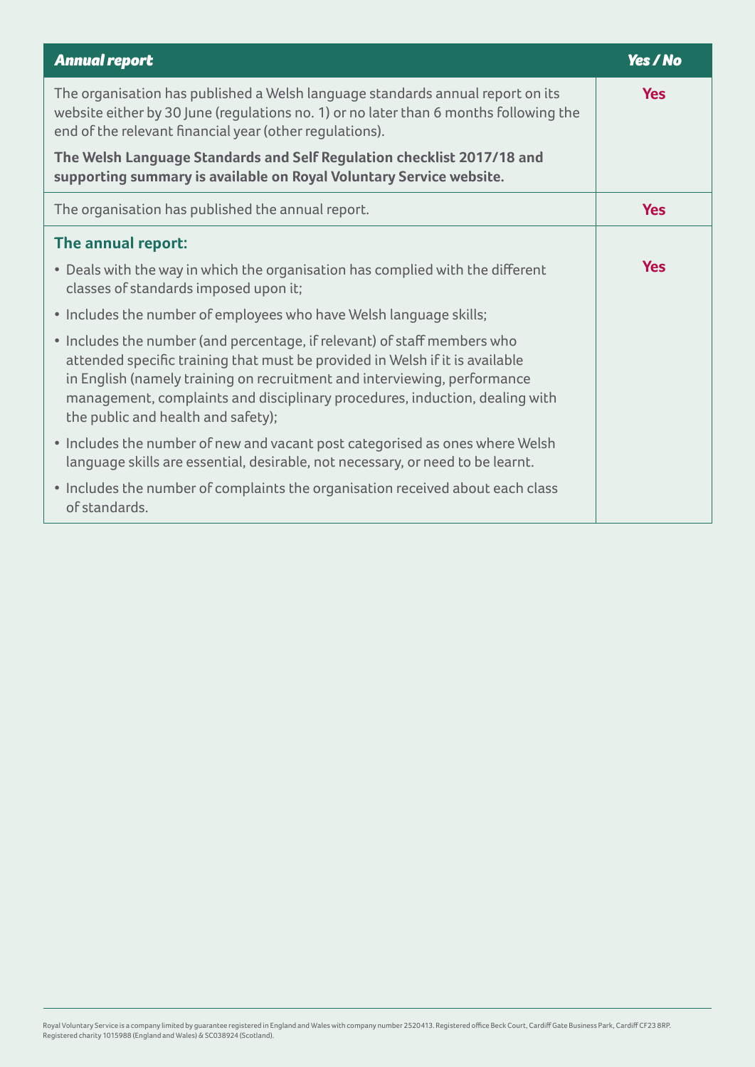| *Annual report* | *Yes / No* |
|---|---|
| The organisation has published a Welsh language standards annual report on its website either by 30 June (regulations no. 1) or no later than 6 months following the end of the relevant financial year (other regulations).<br><br>**The Welsh Language Standards and Self Regulation checklist 2017/18 and supporting summary is available on Royal Voluntary Service website.** | **Yes** |
| The organisation has published the annual report. | **Yes** |
| **The annual report:**<br>• Deals with the way in which the organisation has complied with the different classes of standards imposed upon it;<br>• Includes the number of employees who have Welsh language skills;<br>• Includes the number (and percentage, if relevant) of staff members who attended specific training that must be provided in Welsh if it is available in English (namely training on recruitment and interviewing, performance management, complaints and disciplinary procedures, induction, dealing with the public and health and safety);<br>• Includes the number of new and vacant post categorised as ones where Welsh language skills are essential, desirable, not necessary, or need to be learnt.<br>• Includes the number of complaints the organisation received about each class of standards. | **Yes** |

Royal Voluntary Service is a company limited by guarantee registered in England and Wales with company number 2520413. Registered office Beck Court, Cardiff Gate Business Park, Cardiff CF23 8RP. Registered charity 1015988 (England and Wales) & SC038924 (Scotland).